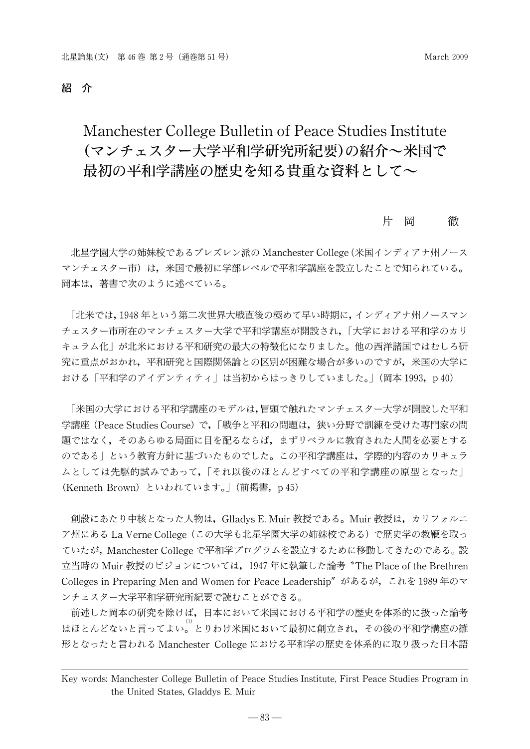紹　介

# Manchester College Bulletin of Peace Studies Institute (マンチェスター大学平和学研究所紀要)の紹介〜米国で最初の平和学講座の歴史を知る貴重な資料として〜

片　岡　　　徹

北星学園大学の姉妹校であるブレズレン派の Manchester College（米国インディアナ州ノースマンチェスター市）は，米国で最初に学部レベルで平和学講座を設立したことで知られている。岡本は，著書で次のように述べている。

「北米では，1948 年という第二次世界大戦直後の極めて早い時期に，インディアナ州ノースマンチェスター市所在のマンチェスター大学で平和学講座が開設され，「大学における平和学のカリキュラム化」が北米における平和研究の最大の特徴化になりました。他の西洋諸国ではむしろ研究に重点がおかれ，平和研究と国際関係論との区別が困難な場合が多いのですが，米国の大学における「平和学のアイデンティティ」は当初からはっきりしていました。」（岡本 1993，p 40）

「米国の大学における平和学講座のモデルは，冒頭で触れたマンチェスター大学が開設した平和学講座（Peace Studies Course）で，「戦争と平和の問題は，狭い分野で訓練を受けた専門家の問題ではなく，そのあらゆる局面に目を配るならば，まずリベラルに教育された人間を必要とするのである」という教育方針に基づいたものでした。この平和学講座は，学際的内容のカリキュラムとしては先駆的試みであって，「それ以後のほとんどすべての平和学講座の原型となった」（Kenneth Brown）といわれています。」（前掲書，p 45）

創設にあたり中核となった人物は，Glladys E. Muir 教授である。Muir 教授は，カリフォルニア州にある La Verne College（この大学も北星学園大学の姉妹校である）で歴史学の教鞭を取っていたが，Manchester College で平和学プログラムを設立するために移動してきたのである。設立当時の Muir 教授のビジョンについては，1947 年に執筆した論考〝The Place of the Brethren Colleges in Preparing Men and Women for Peace Leadership〞があるが，これを 1989 年のマンチェスター大学平和学研究所紀要で読むことができる。

前述した岡本の研究を除けば，日本において米国における平和学の歴史を体系的に扱った論考はほとんどないと言ってよい。(1) とりわけ米国において最初に創立され，その後の平和学講座の雛形となったと言われる Manchester College における平和学の歴史を体系的に取り扱った日本語

---

Key words: Manchester College Bulletin of Peace Studies Institute, First Peace Studies Program in the United States, Gladdys E. Muir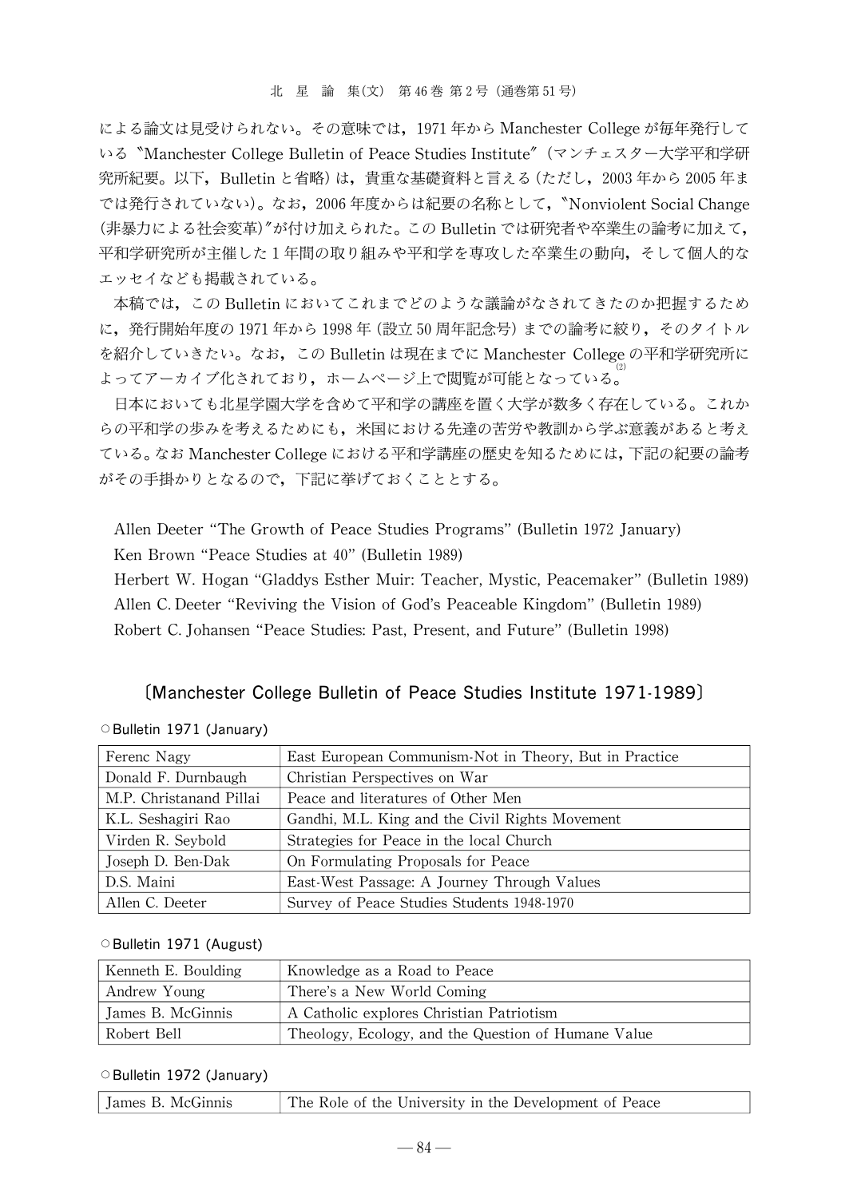による論文は見受けられない。その意味では，1971 年から Manchester College が毎年発行している〝Manchester College Bulletin of Peace Studies Institute〞（マンチェスター大学平和学研究所紀要。以下，Bulletin と省略）は，貴重な基礎資料と言える（ただし，2003 年から 2005 年までは発行されていない）。なお，2006 年度からは紀要の名称として，〝Nonviolent Social Change（非暴力による社会変革）〞が付け加えられた。この Bulletin では研究者や卒業生の論考に加えて，平和学研究所が主催した 1 年間の取り組みや平和学を専攻した卒業生の動向，そして個人的なエッセイなども掲載されている。

本稿では，この Bulletin においてこれまでどのような議論がなされてきたのか把握するために，発行開始年度の 1971 年から 1998 年（設立 50 周年記念号）までの論考に絞り，そのタイトルを紹介していきたい。なお，この Bulletin は現在までに Manchester College の平和学研究所によってアーカイブ化されており，ホームページ上で閲覧が可能となっている。[2]

日本においても北星学園大学を含めて平和学の講座を置く大学が数多く存在している。これからの平和学の歩みを考えるためにも，米国における先達の苦労や教訓から学ぶ意義があると考えている。なお Manchester College における平和学講座の歴史を知るためには，下記の紀要の論考がその手掛かりとなるので，下記に挙げておくこととする。

Allen Deeter "The Growth of Peace Studies Programs" (Bulletin 1972 January)
Ken Brown "Peace Studies at 40" (Bulletin 1989)
Herbert W. Hogan "Gladdys Esther Muir: Teacher, Mystic, Peacemaker" (Bulletin 1989)
Allen C. Deeter "Reviving the Vision of God's Peaceable Kingdom" (Bulletin 1989)
Robert C. Johansen "Peace Studies: Past, Present, and Future" (Bulletin 1998)

## 〔Manchester College Bulletin of Peace Studies Institute 1971-1989〕

○Bulletin 1971 (January)

| | |
|---|---|
| Ferenc Nagy | East European Communism-Not in Theory, But in Practice |
| Donald F. Durnbaugh | Christian Perspectives on War |
| M.P. Christanand Pillai | Peace and literatures of Other Men |
| K.L. Seshagiri Rao | Gandhi, M.L. King and the Civil Rights Movement |
| Virden R. Seybold | Strategies for Peace in the local Church |
| Joseph D. Ben-Dak | On Formulating Proposals for Peace |
| D.S. Maini | East-West Passage: A Journey Through Values |
| Allen C. Deeter | Survey of Peace Studies Students 1948-1970 |

○Bulletin 1971 (August)

| | |
|---|---|
| Kenneth E. Boulding | Knowledge as a Road to Peace |
| Andrew Young | There's a New World Coming |
| James B. McGinnis | A Catholic explores Christian Patriotism |
| Robert Bell | Theology, Ecology, and the Question of Humane Value |

○Bulletin 1972 (January)

| | |
|---|---|
| James B. McGinnis | The Role of the University in the Development of Peace |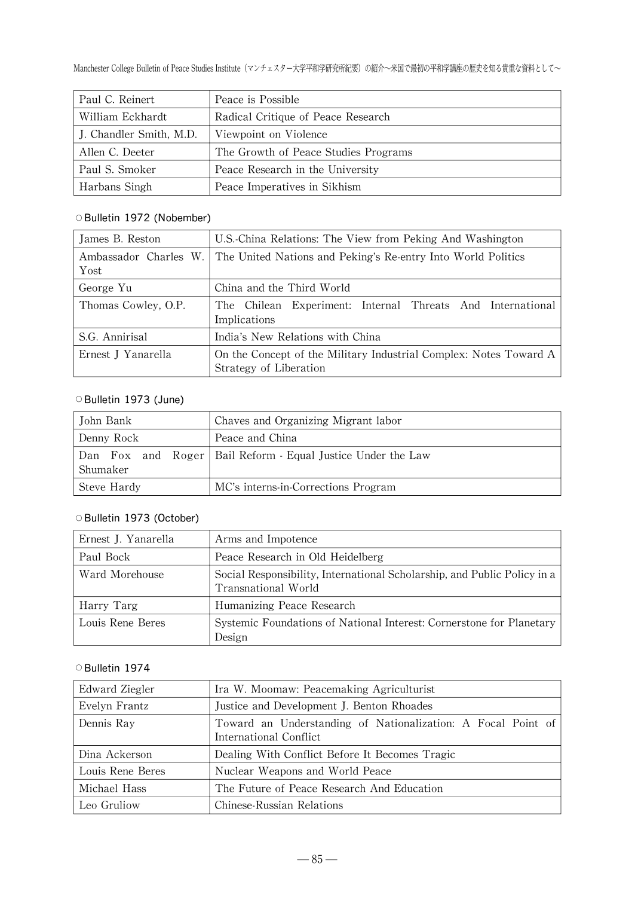| Paul C. Reinert | Peace is Possible |
|---|---|
| William Eckhardt | Radical Critique of Peace Research |
| J. Chandler Smith, M.D. | Viewpoint on Violence |
| Allen C. Deeter | The Growth of Peace Studies Programs |
| Paul S. Smoker | Peace Research in the University |
| Harbans Singh | Peace Imperatives in Sikhism |

○Bulletin 1972 (Nobember)

| James B. Reston | U.S.-China Relations: The View from Peking And Washington |
|---|---|
| Ambassador Charles W. Yost | The United Nations and Peking's Re-entry Into World Politics |
| George Yu | China and the Third World |
| Thomas Cowley, O.P. | The Chilean Experiment: Internal Threats And International Implications |
| S.G. Annirisal | India's New Relations with China |
| Ernest J Yanarella | On the Concept of the Military Industrial Complex: Notes Toward A Strategy of Liberation |

○Bulletin 1973 (June)

| John Bank | Chaves and Organizing Migrant labor |
|---|---|
| Denny Rock | Peace and China |
| Dan Fox and Roger Shumaker | Bail Reform - Equal Justice Under the Law |
| Steve Hardy | MC's interns-in-Corrections Program |

○Bulletin 1973 (October)

| Ernest J. Yanarella | Arms and Impotence |
|---|---|
| Paul Bock | Peace Research in Old Heidelberg |
| Ward Morehouse | Social Responsibility, International Scholarship, and Public Policy in a Transnational World |
| Harry Targ | Humanizing Peace Research |
| Louis Rene Beres | Systemic Foundations of National Interest: Cornerstone for Planetary Design |

○Bulletin 1974

| Edward Ziegler | Ira W. Moomaw: Peacemaking Agriculturist |
|---|---|
| Evelyn Frantz | Justice and Development J. Benton Rhoades |
| Dennis Ray | Toward an Understanding of Nationalization: A Focal Point of International Conflict |
| Dina Ackerson | Dealing With Conflict Before It Becomes Tragic |
| Louis Rene Beres | Nuclear Weapons and World Peace |
| Michael Hass | The Future of Peace Research And Education |
| Leo Gruliow | Chinese-Russian Relations |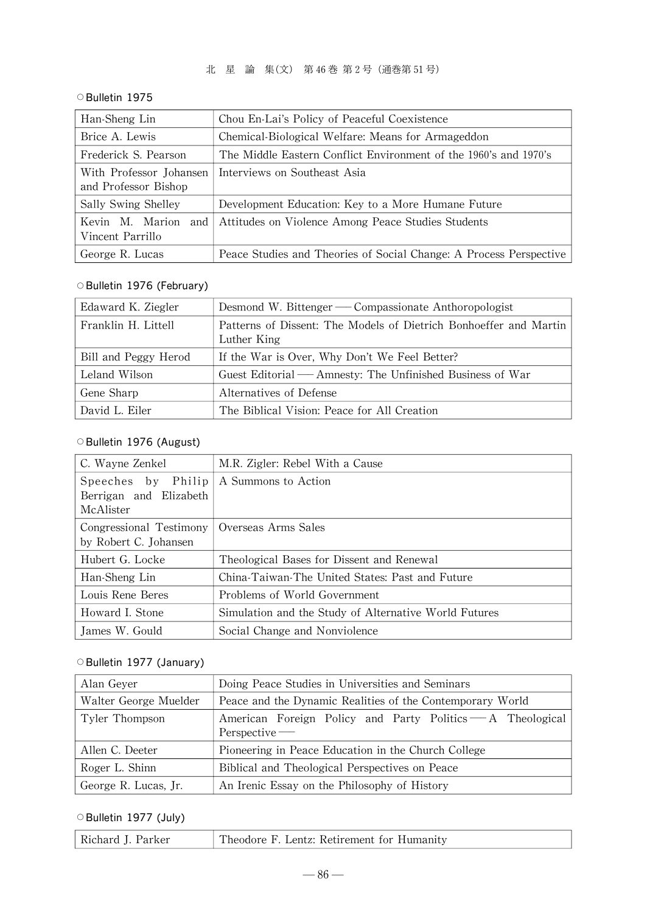○Bulletin 1975

| | |
|---|---|
| Han-Sheng Lin | Chou En-Lai's Policy of Peaceful Coexistence |
| Brice A. Lewis | Chemical-Biological Welfare: Means for Armageddon |
| Frederick S. Pearson | The Middle Eastern Conflict Environment of the 1960's and 1970's |
| With Professor Johansen and Professor Bishop | Interviews on Southeast Asia |
| Sally Swing Shelley | Development Education: Key to a More Humane Future |
| Kevin M. Marion and Vincent Parrillo | Attitudes on Violence Among Peace Studies Students |
| George R. Lucas | Peace Studies and Theories of Social Change: A Process Perspective |

○Bulletin 1976 (February)

| | |
|---|---|
| Edaward K. Ziegler | Desmond W. Bittenger ── Compassionate Anthropologist |
| Franklin H. Littell | Patterns of Dissent: The Models of Dietrich Bonhoeffer and Martin Luther King |
| Bill and Peggy Herod | If the War is Over, Why Don't We Feel Better? |
| Leland Wilson | Guest Editorial ── Amnesty: The Unfinished Business of War |
| Gene Sharp | Alternatives of Defense |
| David L. Eiler | The Biblical Vision: Peace for All Creation |

○Bulletin 1976 (August)

| | |
|---|---|
| C. Wayne Zenkel | M.R. Zigler: Rebel With a Cause |
| Speeches by Philip Berrigan and Elizabeth McAlister | A Summons to Action |
| Congressional Testimony by Robert C. Johansen | Overseas Arms Sales |
| Hubert G. Locke | Theological Bases for Dissent and Renewal |
| Han-Sheng Lin | China-Taiwan-The United States: Past and Future |
| Louis Rene Beres | Problems of World Government |
| Howard I. Stone | Simulation and the Study of Alternative World Futures |
| James W. Gould | Social Change and Nonviolence |

○Bulletin 1977 (January)

| | |
|---|---|
| Alan Geyer | Doing Peace Studies in Universities and Seminars |
| Walter George Muelder | Peace and the Dynamic Realities of the Contemporary World |
| Tyler Thompson | American Foreign Policy and Party Politics ── A Theological Perspective ── |
| Allen C. Deeter | Pioneering in Peace Education in the Church College |
| Roger L. Shinn | Biblical and Theological Perspectives on Peace |
| George R. Lucas, Jr. | An Irenic Essay on the Philosophy of History |

○Bulletin 1977 (July)

| | |
|---|---|
| Richard J. Parker | Theodore F. Lentz: Retirement for Humanity |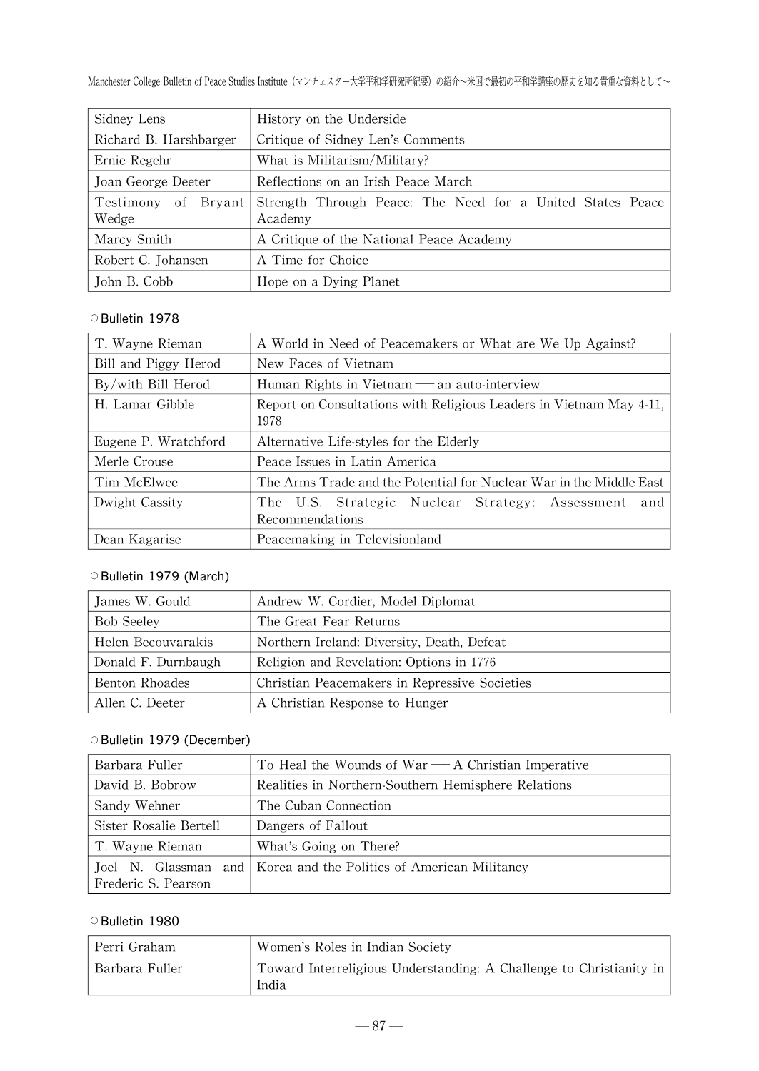| Sidney Lens | History on the Underside |
|---|---|
| Richard B. Harshbarger | Critique of Sidney Len's Comments |
| Ernie Regehr | What is Militarism/Military? |
| Joan George Deeter | Reflections on an Irish Peace March |
| Testimony of Bryant Wedge | Strength Through Peace: The Need for a United States Peace Academy |
| Marcy Smith | A Critique of the National Peace Academy |
| Robert C. Johansen | A Time for Choice |
| John B. Cobb | Hope on a Dying Planet |

○Bulletin 1978

| T. Wayne Rieman | A World in Need of Peacemakers or What are We Up Against? |
|---|---|
| Bill and Piggy Herod | New Faces of Vietnam |
| By/with Bill Herod | Human Rights in Vietnam ── an auto-interview |
| H. Lamar Gibble | Report on Consultations with Religious Leaders in Vietnam May 4-11, 1978 |
| Eugene P. Wratchford | Alternative Life-styles for the Elderly |
| Merle Crouse | Peace Issues in Latin America |
| Tim McElwee | The Arms Trade and the Potential for Nuclear War in the Middle East |
| Dwight Cassity | The U.S. Strategic Nuclear Strategy: Assessment and Recommendations |
| Dean Kagarise | Peacemaking in Televisionland |

○Bulletin 1979 (March)

| James W. Gould | Andrew W. Cordier, Model Diplomat |
|---|---|
| Bob Seeley | The Great Fear Returns |
| Helen Becouvarakis | Northern Ireland: Diversity, Death, Defeat |
| Donald F. Durnbaugh | Religion and Revelation: Options in 1776 |
| Benton Rhoades | Christian Peacemakers in Repressive Societies |
| Allen C. Deeter | A Christian Response to Hunger |

○Bulletin 1979 (December)

| Barbara Fuller | To Heal the Wounds of War ── A Christian Imperative |
|---|---|
| David B. Bobrow | Realities in Northern-Southern Hemisphere Relations |
| Sandy Wehner | The Cuban Connection |
| Sister Rosalie Bertell | Dangers of Fallout |
| T. Wayne Rieman | What's Going on There? |
| Joel N. Glassman and Frederic S. Pearson | Korea and the Politics of American Militancy |

○Bulletin 1980

| Perri Graham | Women's Roles in Indian Society |
|---|---|
| Barbara Fuller | Toward Interreligious Understanding: A Challenge to Christianity in India |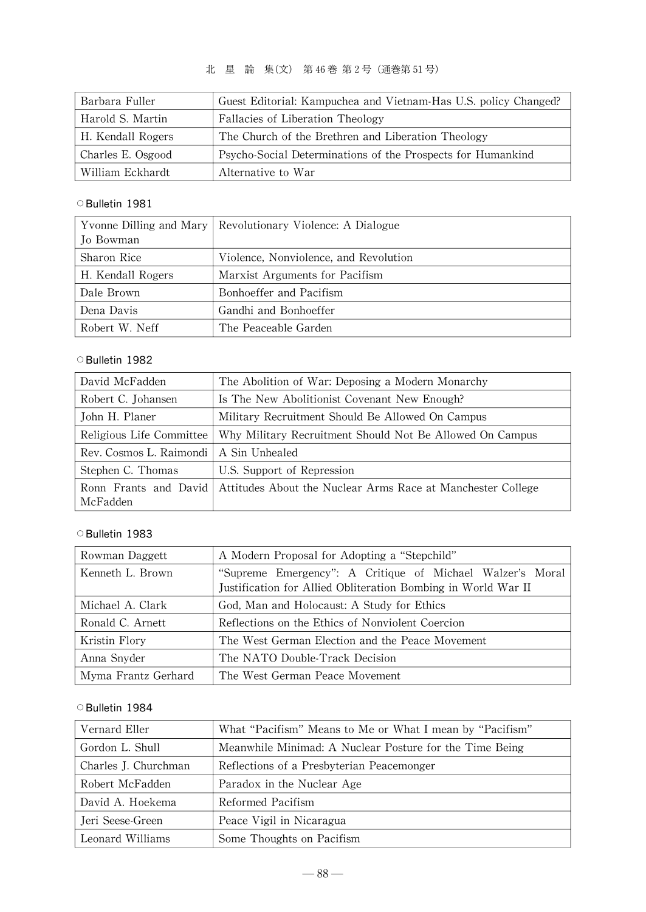| | |
|---|---|
| Barbara Fuller | Guest Editorial: Kampuchea and Vietnam-Has U.S. policy Changed? |
| Harold S. Martin | Fallacies of Liberation Theology |
| H. Kendall Rogers | The Church of the Brethren and Liberation Theology |
| Charles E. Osgood | Psycho-Social Determinations of the Prospects for Humankind |
| William Eckhardt | Alternative to War |

○ Bulletin 1981

| | |
|---|---|
| Yvonne Dilling and Mary Jo Bowman | Revolutionary Violence: A Dialogue |
| Sharon Rice | Violence, Nonviolence, and Revolution |
| H. Kendall Rogers | Marxist Arguments for Pacifism |
| Dale Brown | Bonhoeffer and Pacifism |
| Dena Davis | Gandhi and Bonhoeffer |
| Robert W. Neff | The Peaceable Garden |

○ Bulletin 1982

| | |
|---|---|
| David McFadden | The Abolition of War: Deposing a Modern Monarchy |
| Robert C. Johansen | Is The New Abolitionist Covenant New Enough? |
| John H. Planer | Military Recruitment Should Be Allowed On Campus |
| Religious Life Committee | Why Military Recruitment Should Not Be Allowed On Campus |
| Rev. Cosmos L. Raimondi | A Sin Unhealed |
| Stephen C. Thomas | U.S. Support of Repression |
| Ronn Frants and David McFadden | Attitudes About the Nuclear Arms Race at Manchester College |

○ Bulletin 1983

| | |
|---|---|
| Rowman Daggett | A Modern Proposal for Adopting a “Stepchild” |
| Kenneth L. Brown | “Supreme Emergency”: A Critique of Michael Walzer’s Moral Justification for Allied Obliteration Bombing in World War II |
| Michael A. Clark | God, Man and Holocaust: A Study for Ethics |
| Ronald C. Arnett | Reflections on the Ethics of Nonviolent Coercion |
| Kristin Flory | The West German Election and the Peace Movement |
| Anna Snyder | The NATO Double-Track Decision |
| Myma Frantz Gerhard | The West German Peace Movement |

○ Bulletin 1984

| | |
|---|---|
| Vernard Eller | What “Pacifism” Means to Me or What I mean by “Pacifism” |
| Gordon L. Shull | Meanwhile Minimad: A Nuclear Posture for the Time Being |
| Charles J. Churchman | Reflections of a Presbyterian Peacemonger |
| Robert McFadden | Paradox in the Nuclear Age |
| David A. Hoekema | Reformed Pacifism |
| Jeri Seese-Green | Peace Vigil in Nicaragua |
| Leonard Williams | Some Thoughts on Pacifism |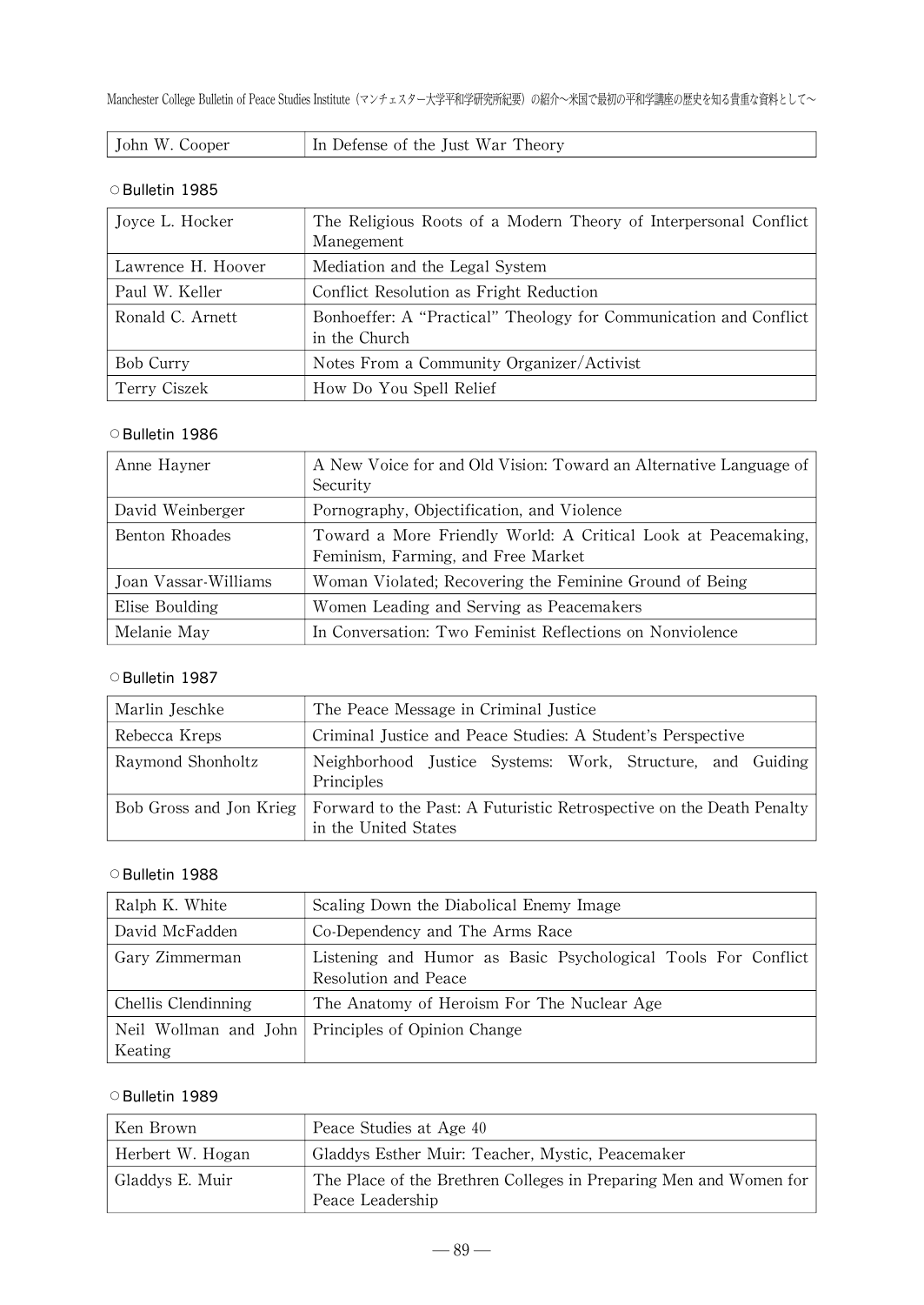| John W. Cooper | In Defense of the Just War Theory |
|---|---|

○Bulletin 1985

| Joyce L. Hocker | The Religious Roots of a Modern Theory of Interpersonal Conflict Manegement |
|---|---|
| Lawrence H. Hoover | Mediation and the Legal System |
| Paul W. Keller | Conflict Resolution as Fright Reduction |
| Ronald C. Arnett | Bonhoeffer: A “Practical” Theology for Communication and Conflict in the Church |
| Bob Curry | Notes From a Community Organizer/Activist |
| Terry Ciszek | How Do You Spell Relief |

○Bulletin 1986

| Anne Hayner | A New Voice for and Old Vision: Toward an Alternative Language of Security |
|---|---|
| David Weinberger | Pornography, Objectification, and Violence |
| Benton Rhoades | Toward a More Friendly World: A Critical Look at Peacemaking, Feminism, Farming, and Free Market |
| Joan Vassar-Williams | Woman Violated; Recovering the Feminine Ground of Being |
| Elise Boulding | Women Leading and Serving as Peacemakers |
| Melanie May | In Conversation: Two Feminist Reflections on Nonviolence |

○Bulletin 1987

| Marlin Jeschke | The Peace Message in Criminal Justice |
|---|---|
| Rebecca Kreps | Criminal Justice and Peace Studies: A Student’s Perspective |
| Raymond Shonholtz | Neighborhood Justice Systems: Work, Structure, and Guiding Principles |
| Bob Gross and Jon Krieg | Forward to the Past: A Futuristic Retrospective on the Death Penalty in the United States |

○Bulletin 1988

| Ralph K. White | Scaling Down the Diabolical Enemy Image |
|---|---|
| David McFadden | Co-Dependency and The Arms Race |
| Gary Zimmerman | Listening and Humor as Basic Psychological Tools For Conflict Resolution and Peace |
| Chellis Clendinning | The Anatomy of Heroism For The Nuclear Age |
| Neil Wollman and John Keating | Principles of Opinion Change |

○Bulletin 1989

| Ken Brown | Peace Studies at Age 40 |
|---|---|
| Herbert W. Hogan | Gladdys Esther Muir: Teacher, Mystic, Peacemaker |
| Gladdys E. Muir | The Place of the Brethren Colleges in Preparing Men and Women for Peace Leadership |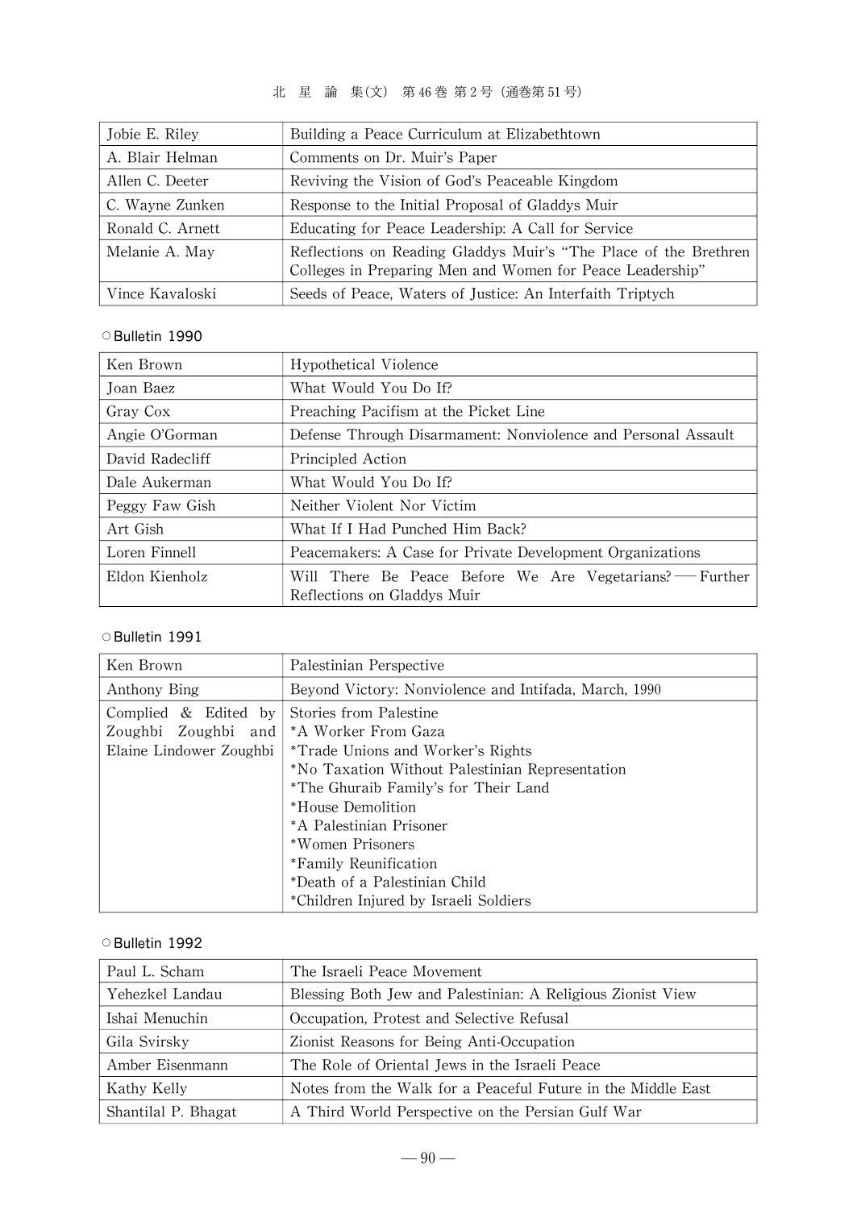| Jobie E. Riley | Building a Peace Curriculum at Elizabethtown |
|---|---|
| A. Blair Helman | Comments on Dr. Muir's Paper |
| Allen C. Deeter | Reviving the Vision of God's Peaceable Kingdom |
| C. Wayne Zunken | Response to the Initial Proposal of Gladdys Muir |
| Ronald C. Arnett | Educating for Peace Leadership: A Call for Service |
| Melanie A. May | Reflections on Reading Gladdys Muir's "The Place of the Brethren Colleges in Preparing Men and Women for Peace Leadership" |
| Vince Kavaloski | Seeds of Peace, Waters of Justice: An Interfaith Triptych |

○Bulletin 1990

| Ken Brown | Hypothetical Violence |
|---|---|
| Joan Baez | What Would You Do If? |
| Gray Cox | Preaching Pacifism at the Picket Line |
| Angie O'Gorman | Defense Through Disarmament: Nonviolence and Personal Assault |
| David Radecliff | Principled Action |
| Dale Aukerman | What Would You Do If? |
| Peggy Faw Gish | Neither Violent Nor Victim |
| Art Gish | What If I Had Punched Him Back? |
| Loren Finnell | Peacemakers: A Case for Private Development Organizations |
| Eldon Kienholz | Will There Be Peace Before We Are Vegetarians? ── Further Reflections on Gladdys Muir |

○Bulletin 1991

| Ken Brown | Palestinian Perspective |
|---|---|
| Anthony Bing | Beyond Victory: Nonviolence and Intifada, March, 1990 |
| Complied & Edited by Zoughbi Zoughbi and Elaine Lindower Zoughbi | Stories from Palestine<br>*A Worker From Gaza<br>*Trade Unions and Worker's Rights<br>*No Taxation Without Palestinian Representation<br>*The Ghuraib Family's for Their Land<br>*House Demolition<br>*A Palestinian Prisoner<br>*Women Prisoners<br>*Family Reunification<br>*Death of a Palestinian Child<br>*Children Injured by Israeli Soldiers |

○Bulletin 1992

| Paul L. Scham | The Israeli Peace Movement |
|---|---|
| Yehezkel Landau | Blessing Both Jew and Palestinian: A Religious Zionist View |
| Ishai Menuchin | Occupation, Protest and Selective Refusal |
| Gila Svirsky | Zionist Reasons for Being Anti-Occupation |
| Amber Eisenmann | The Role of Oriental Jews in the Israeli Peace |
| Kathy Kelly | Notes from the Walk for a Peaceful Future in the Middle East |
| Shantilal P. Bhagat | A Third World Perspective on the Persian Gulf War |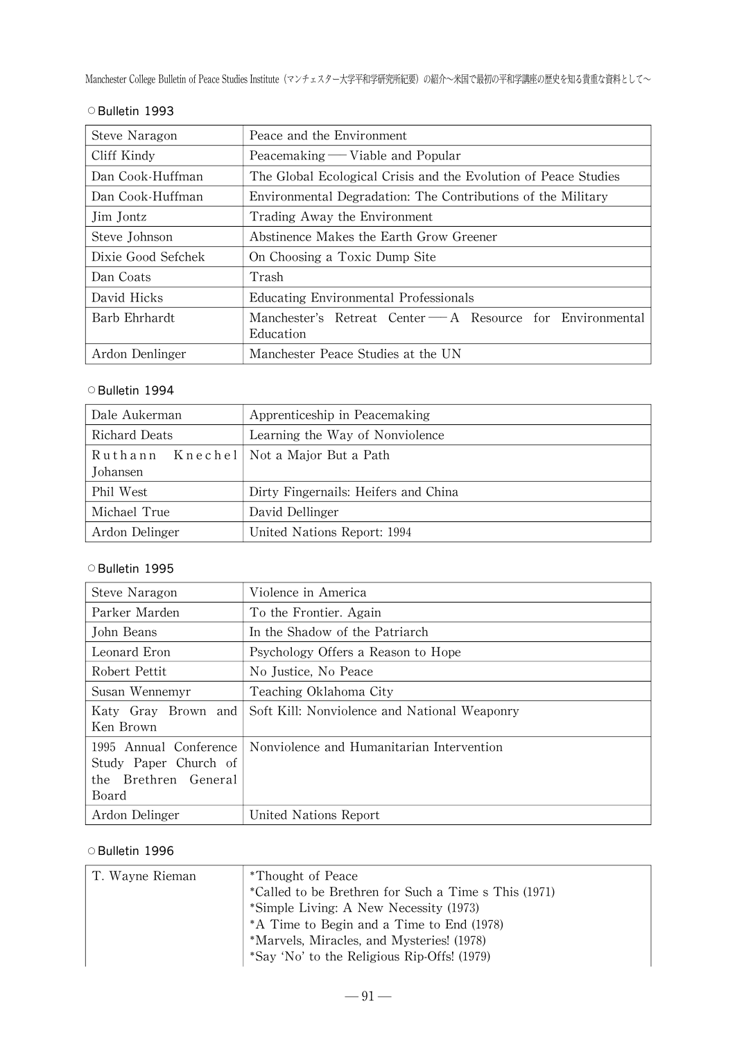○Bulletin 1993

| | |
|---|---|
| Steve Naragon | Peace and the Environment |
| Cliff Kindy | Peacemaking ── Viable and Popular |
| Dan Cook-Huffman | The Global Ecological Crisis and the Evolution of Peace Studies |
| Dan Cook-Huffman | Environmental Degradation: The Contributions of the Military |
| Jim Jontz | Trading Away the Environment |
| Steve Johnson | Abstinence Makes the Earth Grow Greener |
| Dixie Good Sefchek | On Choosing a Toxic Dump Site |
| Dan Coats | Trash |
| David Hicks | Educating Environmental Professionals |
| Barb Ehrhardt | Manchester's Retreat Center ── A Resource for Environmental Education |
| Ardon Denlinger | Manchester Peace Studies at the UN |

○Bulletin 1994

| | |
|---|---|
| Dale Aukerman | Apprenticeship in Peacemaking |
| Richard Deats | Learning the Way of Nonviolence |
| Ruthann Knechel Johansen | Not a Major But a Path |
| Phil West | Dirty Fingernails: Heifers and China |
| Michael True | David Dellinger |
| Ardon Delinger | United Nations Report: 1994 |

○Bulletin 1995

| | |
|---|---|
| Steve Naragon | Violence in America |
| Parker Marden | To the Frontier. Again |
| John Beans | In the Shadow of the Patriarch |
| Leonard Eron | Psychology Offers a Reason to Hope |
| Robert Pettit | No Justice, No Peace |
| Susan Wennemyr | Teaching Oklahoma City |
| Katy Gray Brown and Ken Brown | Soft Kill: Nonviolence and National Weaponry |
| 1995 Annual Conference Study Paper Church of the Brethren General Board | Nonviolence and Humanitarian Intervention |
| Ardon Delinger | United Nations Report |

○Bulletin 1996

| | |
|---|---|
| T. Wayne Rieman | *Thought of Peace<br>*Called to be Brethren for Such a Time s This (1971)<br>*Simple Living: A New Necessity (1973)<br>*A Time to Begin and a Time to End (1978)<br>*Marvels, Miracles, and Mysteries! (1978)<br>*Say 'No' to the Religious Rip-Offs! (1979) |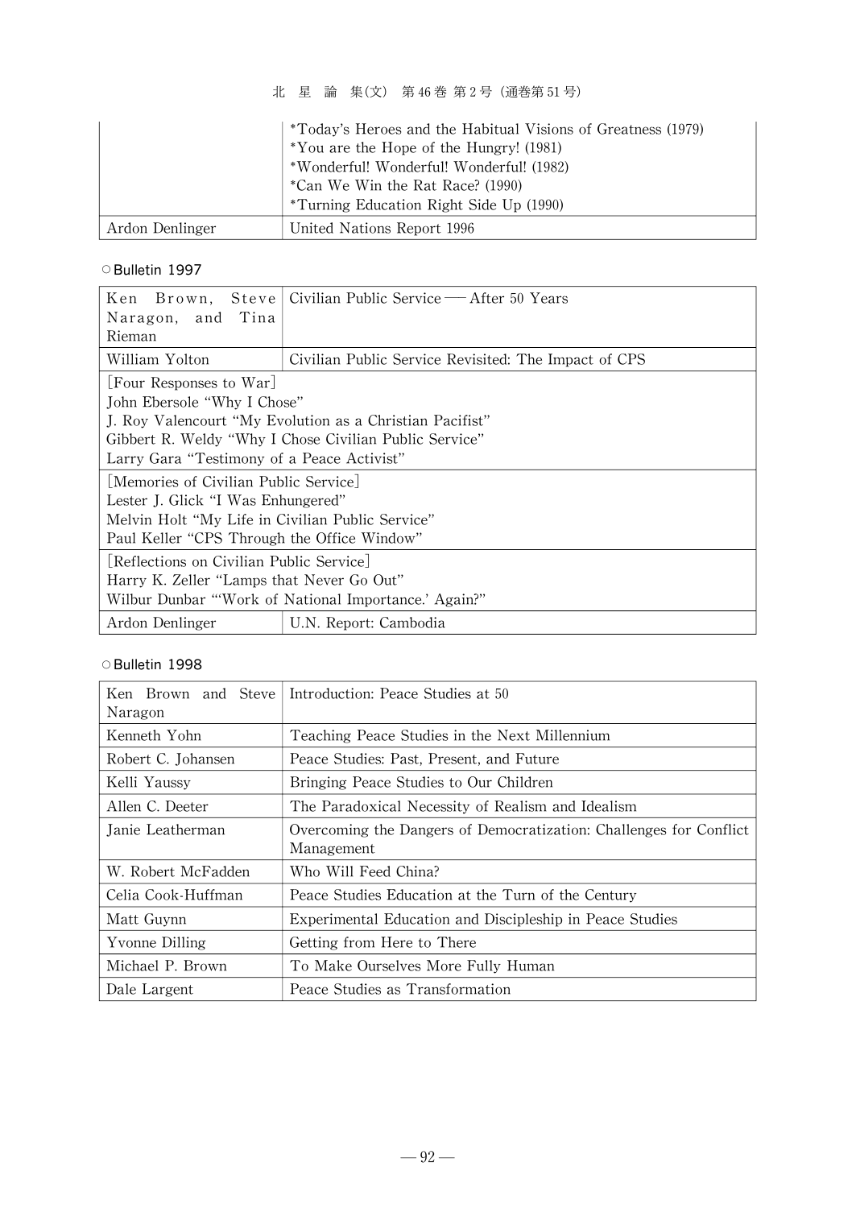| | *Today's Heroes and the Habitual Visions of Greatness (1979)<br>*You are the Hope of the Hungry! (1981)<br>*Wonderful! Wonderful! Wonderful! (1982)<br>*Can We Win the Rat Race? (1990)<br>*Turning Education Right Side Up (1990) |
|---|---|
| Ardon Denlinger | United Nations Report 1996 |

○Bulletin 1997

| Ken Brown, Steve Naragon, and Tina Rieman | Civilian Public Service ── After 50 Years |
|---|---|
| William Yolton | Civilian Public Service Revisited: The Impact of CPS |
| [Four Responses to War]<br>John Ebersole "Why I Chose"<br>J. Roy Valencourt "My Evolution as a Christian Pacifist"<br>Gibbert R. Weldy "Why I Chose Civilian Public Service"<br>Larry Gara "Testimony of a Peace Activist" | |
| [Memories of Civilian Public Service]<br>Lester J. Glick "I Was Enhungered"<br>Melvin Holt "My Life in Civilian Public Service"<br>Paul Keller "CPS Through the Office Window" | |
| [Reflections on Civilian Public Service]<br>Harry K. Zeller "Lamps that Never Go Out"<br>Wilbur Dunbar "'Work of National Importance.' Again?" | |
| Ardon Denlinger | U.N. Report: Cambodia |

○Bulletin 1998

| Ken Brown and Steve Naragon | Introduction: Peace Studies at 50 |
|---|---|
| Kenneth Yohn | Teaching Peace Studies in the Next Millennium |
| Robert C. Johansen | Peace Studies: Past, Present, and Future |
| Kelli Yaussy | Bringing Peace Studies to Our Children |
| Allen C. Deeter | The Paradoxical Necessity of Realism and Idealism |
| Janie Leatherman | Overcoming the Dangers of Democratization: Challenges for Conflict Management |
| W. Robert McFadden | Who Will Feed China? |
| Celia Cook-Huffman | Peace Studies Education at the Turn of the Century |
| Matt Guynn | Experimental Education and Discipleship in Peace Studies |
| Yvonne Dilling | Getting from Here to There |
| Michael P. Brown | To Make Ourselves More Fully Human |
| Dale Largent | Peace Studies as Transformation |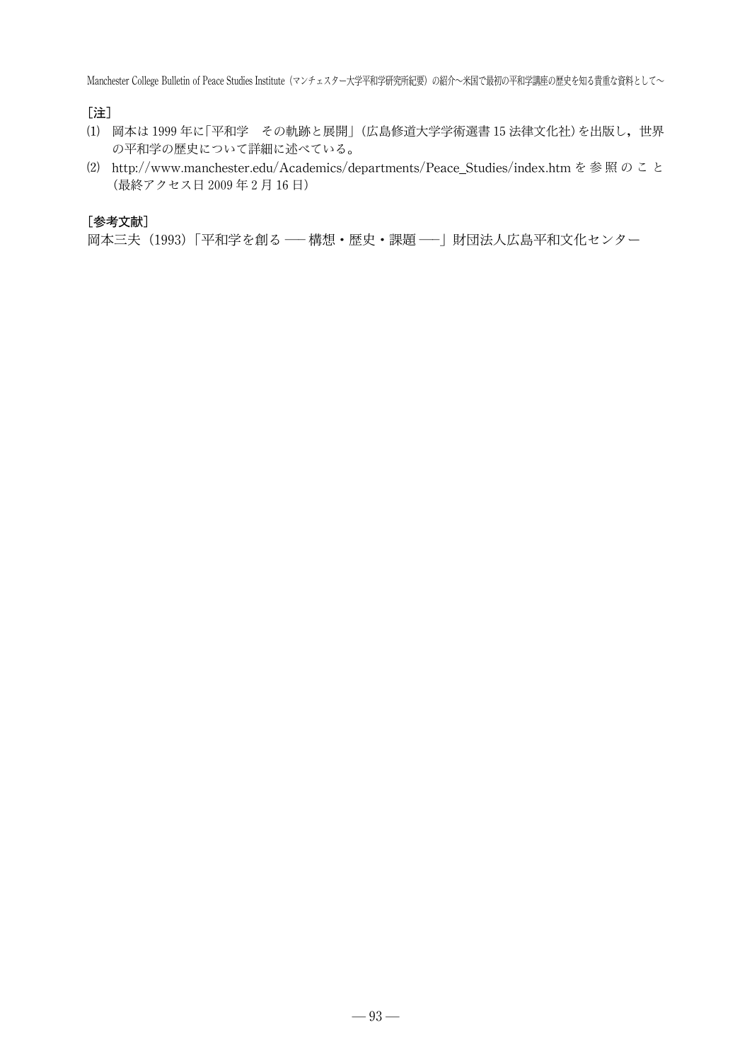［注］

⑴ 岡本は 1999 年に「平和学　その軌跡と展開」（広島修道大学学術選書 15 法律文化社）を出版し，世界の平和学の歴史について詳細に述べている。

⑵ http://www.manchester.edu/Academics/departments/Peace_Studies/index.htm を参照のこと（最終アクセス日 2009 年 2 月 16 日）

［参考文献］

岡本三夫（1993）「平和学を創る ── 構想・歴史・課題 ──」財団法人広島平和文化センター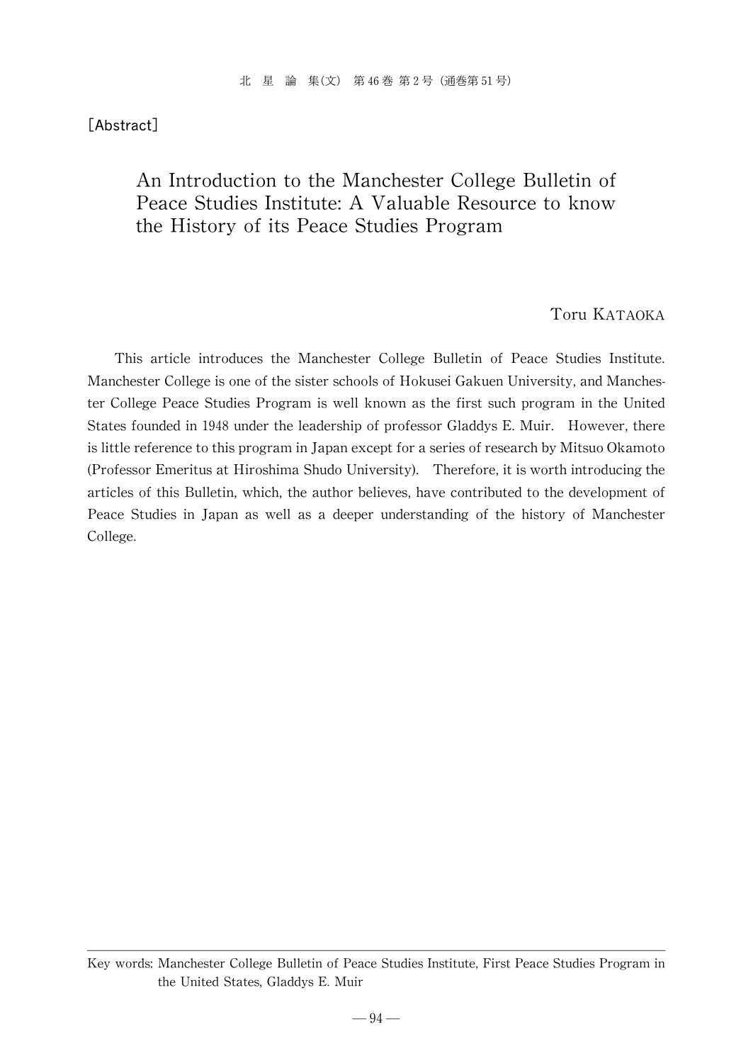[Abstract]

# An Introduction to the Manchester College Bulletin of Peace Studies Institute: A Valuable Resource to know the History of its Peace Studies Program

Toru KATAOKA

This article introduces the Manchester College Bulletin of Peace Studies Institute. Manchester College is one of the sister schools of Hokusei Gakuen University, and Manchester College Peace Studies Program is well known as the first such program in the United States founded in 1948 under the leadership of professor Gladdys E. Muir. However, there is little reference to this program in Japan except for a series of research by Mitsuo Okamoto (Professor Emeritus at Hiroshima Shudo University). Therefore, it is worth introducing the articles of this Bulletin, which, the author believes, have contributed to the development of Peace Studies in Japan as well as a deeper understanding of the history of Manchester College.

Key words: Manchester College Bulletin of Peace Studies Institute, First Peace Studies Program in the United States, Gladdys E. Muir